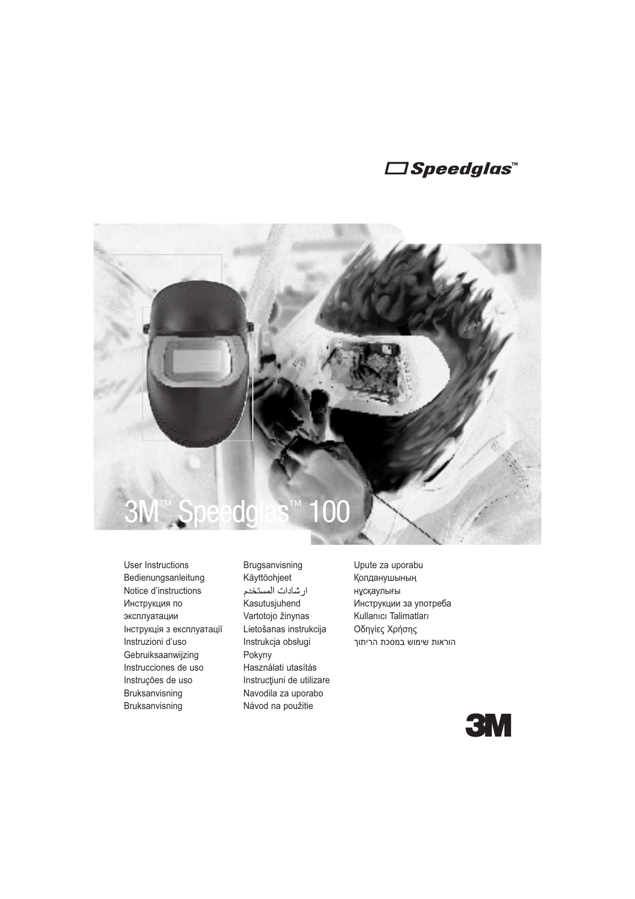Speedglas™

# 3M™ Speedglas™ 100

User Instructions
Bedienungsanleitung
Notice d'instructions
Инструкция по эксплуатации
Інструкція з експлуатації
Instruzioni d'uso
Gebruiksaanwijzing
Instrucciones de uso
Instruções de uso
Bruksanvisning
Bruksanvisning
Brugsanvisning
Käyttöohjeet
ارشادات المستخدم
Kasutusjuhend
Vartotojo žinynas
Lietošanas instrukcija
Instrukcja obsługi
Pokyny
Használati utasítás
Instrucţiuni de utilizare
Navodila za uporabo
Návod na použitie
Upute za uporabu
Қолданушының нұсқаулығы
Инструкции за употреба
Kullanıcı Talimatları
Οδηγίες Χρήσης
הוראות שימוש במסכת הריתוך

3M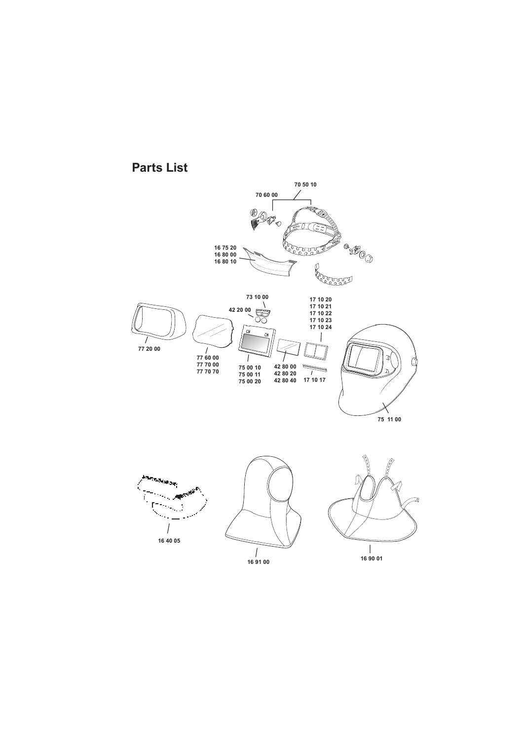## Parts List

70 50 10
70 60 00

16 75 20
16 80 00
16 80 10

73 10 00
42 20 00

17 10 20
17 10 21
17 10 22
17 10 23
17 10 24

77 20 00

77 60 00
77 70 00
77 70 70

75 00 10
75 00 11
75 00 20

42 80 00
42 80 20
42 80 40

17 10 17

75 11 00

16 40 05

16 91 00

16 90 01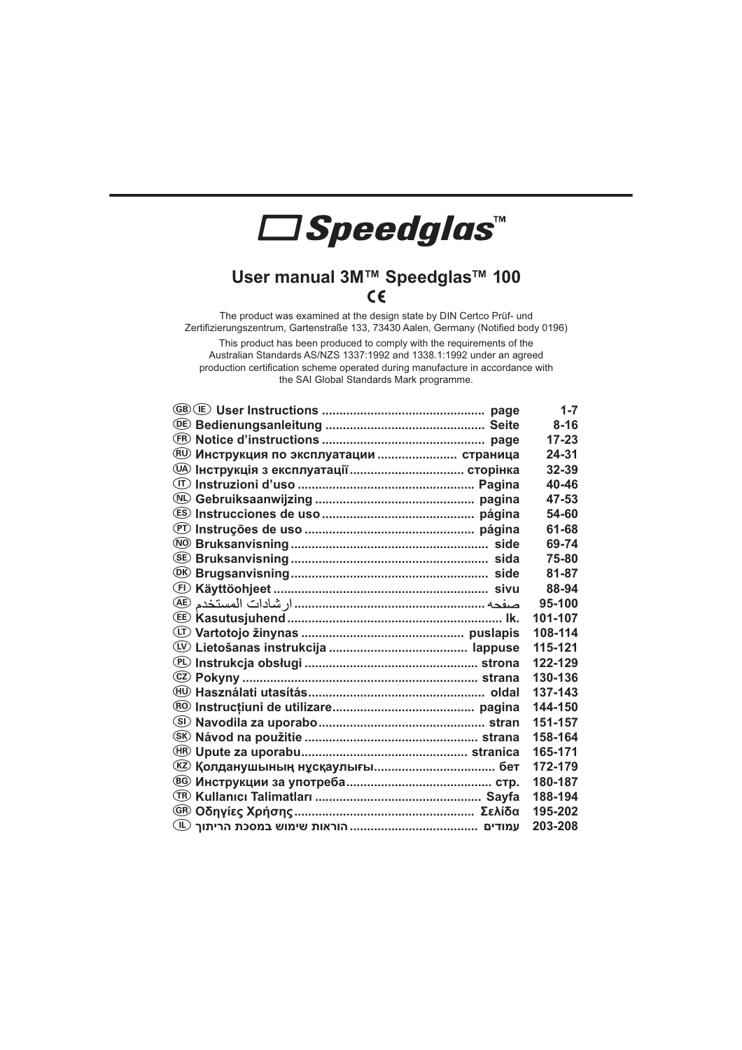# Speedglas™

## User manual 3M™ Speedglas™ 100

CE

The product was examined at the design state by DIN Certco Prüf- und Zertifizierungszentrum, Gartenstraße 133, 73430 Aalen, Germany (Notified body 0196)

This product has been produced to comply with the requirements of the Australian Standards AS/NZS 1337:1992 and 1338.1:1992 under an agreed production certification scheme operated during manufacture in accordance with the SAI Global Standards Mark programme.

| | | |
|---|---|---|
| GB IE **User Instructions** | page | **1-7** |
| DE **Bedienungsanleitung** | Seite | **8-16** |
| FR **Notice d'instructions** | page | **17-23** |
| RU **Инструкция по эксплуатации** | страница | **24-31** |
| UA **Інструкція з експлуатації** | сторінка | **32-39** |
| IT **Instruzioni d'uso** | Pagina | **40-46** |
| NL **Gebruiksaanwijzing** | pagina | **47-53** |
| ES **Instrucciones de uso** | página | **54-60** |
| PT **Instruções de uso** | página | **61-68** |
| NO **Bruksanvisning** | side | **69-74** |
| SE **Bruksanvisning** | sida | **75-80** |
| DK **Brugsanvisning** | side | **81-87** |
| FI **Käyttöohjeet** | sivu | **88-94** |
| AE **ارشادات المستخدم** | صفحه | **95-100** |
| EE **Kasutusjuhend** | lk. | **101-107** |
| LT **Vartotojo žinynas** | puslapis | **108-114** |
| LV **Lietošanas instrukcija** | lappuse | **115-121** |
| PL **Instrukcja obsługi** | strona | **122-129** |
| CZ **Pokyny** | strana | **130-136** |
| HU **Használati utasítás** | oldal | **137-143** |
| RO **Instrucțiuni de utilizare** | pagina | **144-150** |
| SI **Navodila za uporabo** | stran | **151-157** |
| SK **Návod na použitie** | strana | **158-164** |
| HR **Upute za uporabu** | stranica | **165-171** |
| KZ **Қолданушының нұсқаулығы** | бет | **172-179** |
| BG **Инструкции за употреба** | стр. | **180-187** |
| TR **Kullanıcı Talimatları** | Sayfa | **188-194** |
| GR **Οδηγίες Χρήσης** | Σελίδα | **195-202** |
| IL **הוראות שימוש במסכת הריתוך** | עמודים | **203-208** |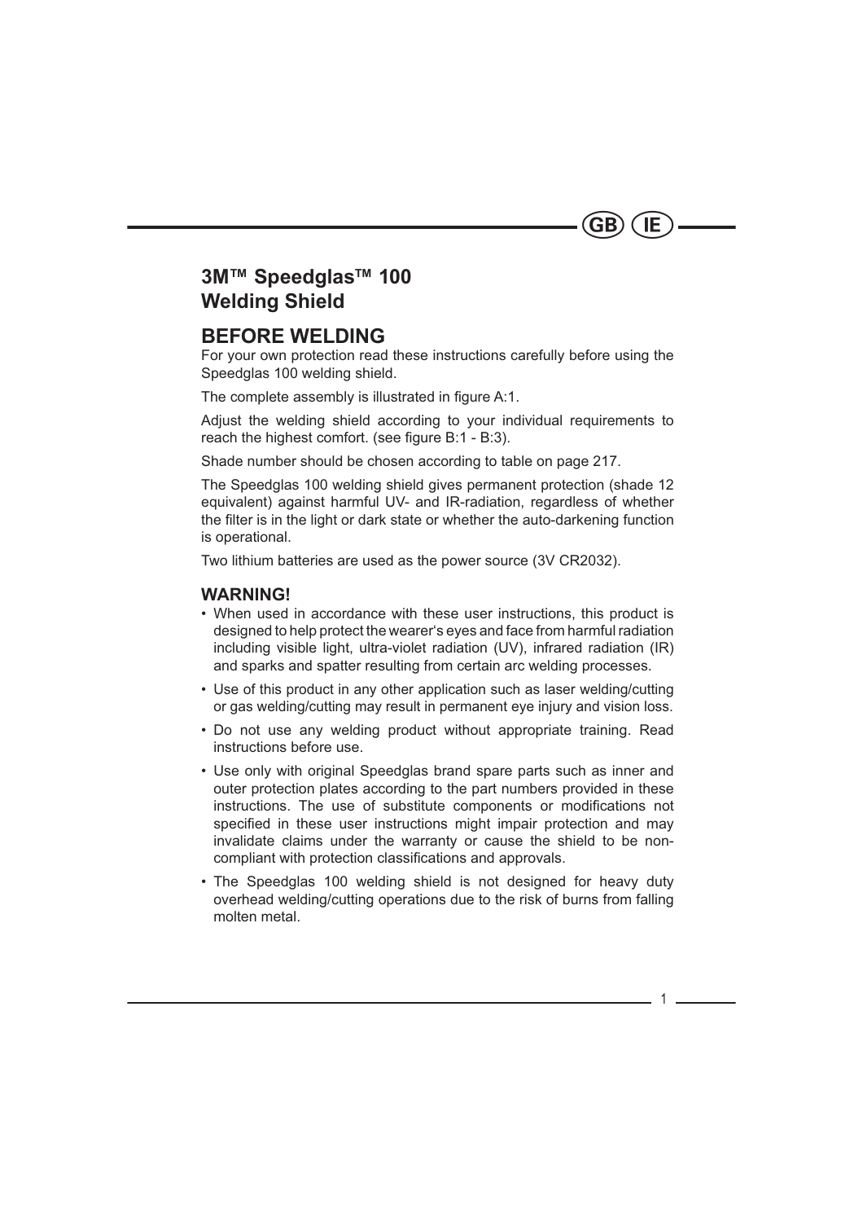# 3M™ Speedglas™ 100 Welding Shield

## BEFORE WELDING

For your own protection read these instructions carefully before using the Speedglas 100 welding shield.

The complete assembly is illustrated in figure A:1.

Adjust the welding shield according to your individual requirements to reach the highest comfort. (see figure B:1 - B:3).

Shade number should be chosen according to table on page 217.

The Speedglas 100 welding shield gives permanent protection (shade 12 equivalent) against harmful UV- and IR-radiation, regardless of whether the filter is in the light or dark state or whether the auto-darkening function is operational.

Two lithium batteries are used as the power source (3V CR2032).

### WARNING!

- When used in accordance with these user instructions, this product is designed to help protect the wearer's eyes and face from harmful radiation including visible light, ultra-violet radiation (UV), infrared radiation (IR) and sparks and spatter resulting from certain arc welding processes.
- Use of this product in any other application such as laser welding/cutting or gas welding/cutting may result in permanent eye injury and vision loss.
- Do not use any welding product without appropriate training. Read instructions before use.
- Use only with original Speedglas brand spare parts such as inner and outer protection plates according to the part numbers provided in these instructions. The use of substitute components or modifications not specified in these user instructions might impair protection and may invalidate claims under the warranty or cause the shield to be non-compliant with protection classifications and approvals.
- The Speedglas 100 welding shield is not designed for heavy duty overhead welding/cutting operations due to the risk of burns from falling molten metal.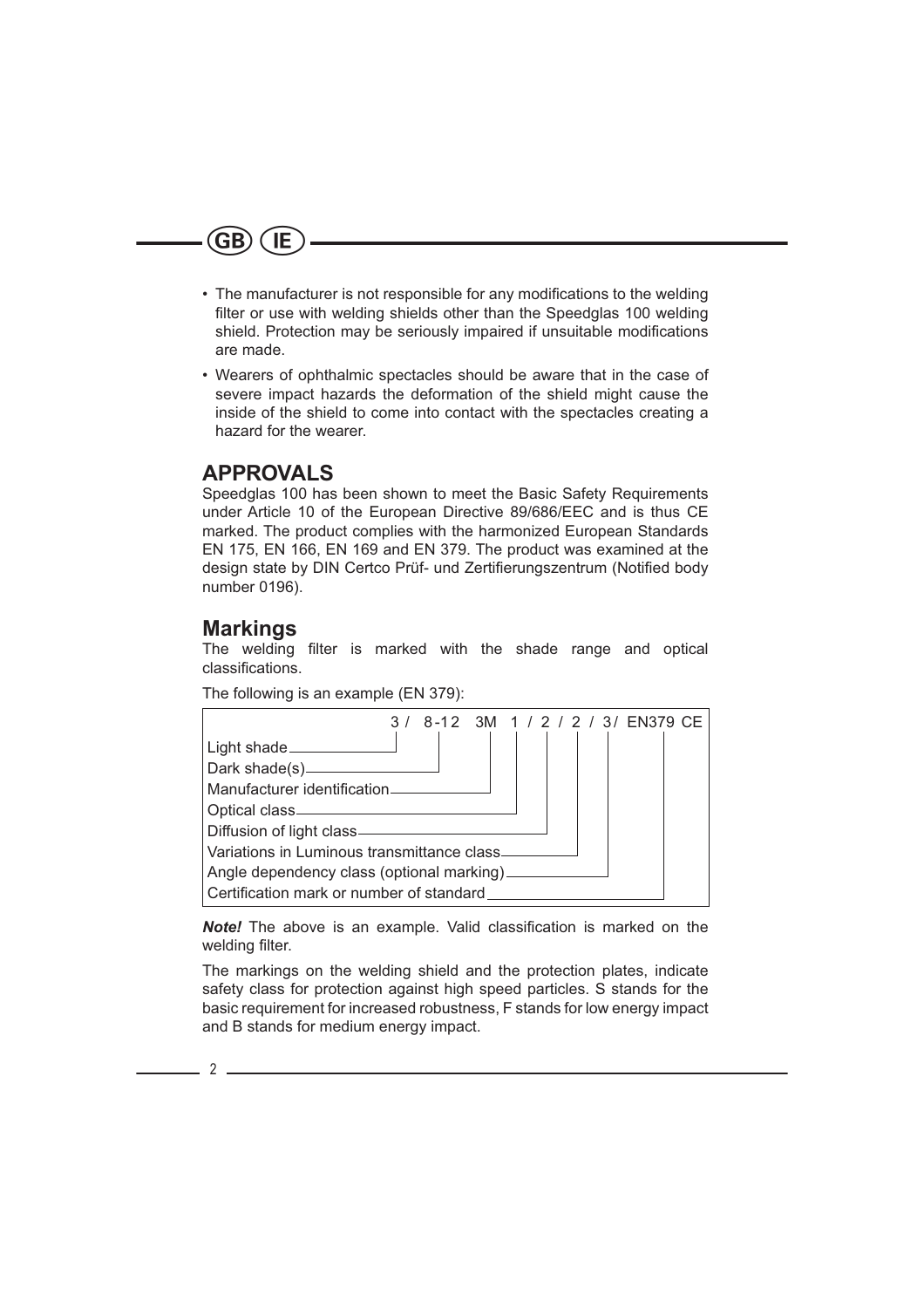- The manufacturer is not responsible for any modifications to the welding filter or use with welding shields other than the Speedglas 100 welding shield. Protection may be seriously impaired if unsuitable modifications are made.
- Wearers of ophthalmic spectacles should be aware that in the case of severe impact hazards the deformation of the shield might cause the inside of the shield to come into contact with the spectacles creating a hazard for the wearer.

## APPROVALS

Speedglas 100 has been shown to meet the Basic Safety Requirements under Article 10 of the European Directive 89/686/EEC and is thus CE marked. The product complies with the harmonized European Standards EN 175, EN 166, EN 169 and EN 379. The product was examined at the design state by DIN Certco Prüf- und Zertifierungszentrum (Notified body number 0196).

## Markings

The welding filter is marked with the shade range and optical classifications.

The following is an example (EN 379):

| Marking | 3 / 8-12 3M 1 / 2 / 2 / 3/ EN379 CE |
|---|---|
| Light shade | 3 |
| Dark shade(s) | 8-12 |
| Manufacturer identification | 3M |
| Optical class | 1 |
| Diffusion of light class | 2 |
| Variations in Luminous transmittance class | 2 |
| Angle dependency class (optional marking) | 3 |
| Certification mark or number of standard | EN379 CE |

***Note!*** The above is an example. Valid classification is marked on the welding filter.

The markings on the welding shield and the protection plates, indicate safety class for protection against high speed particles. S stands for the basic requirement for increased robustness, F stands for low energy impact and B stands for medium energy impact.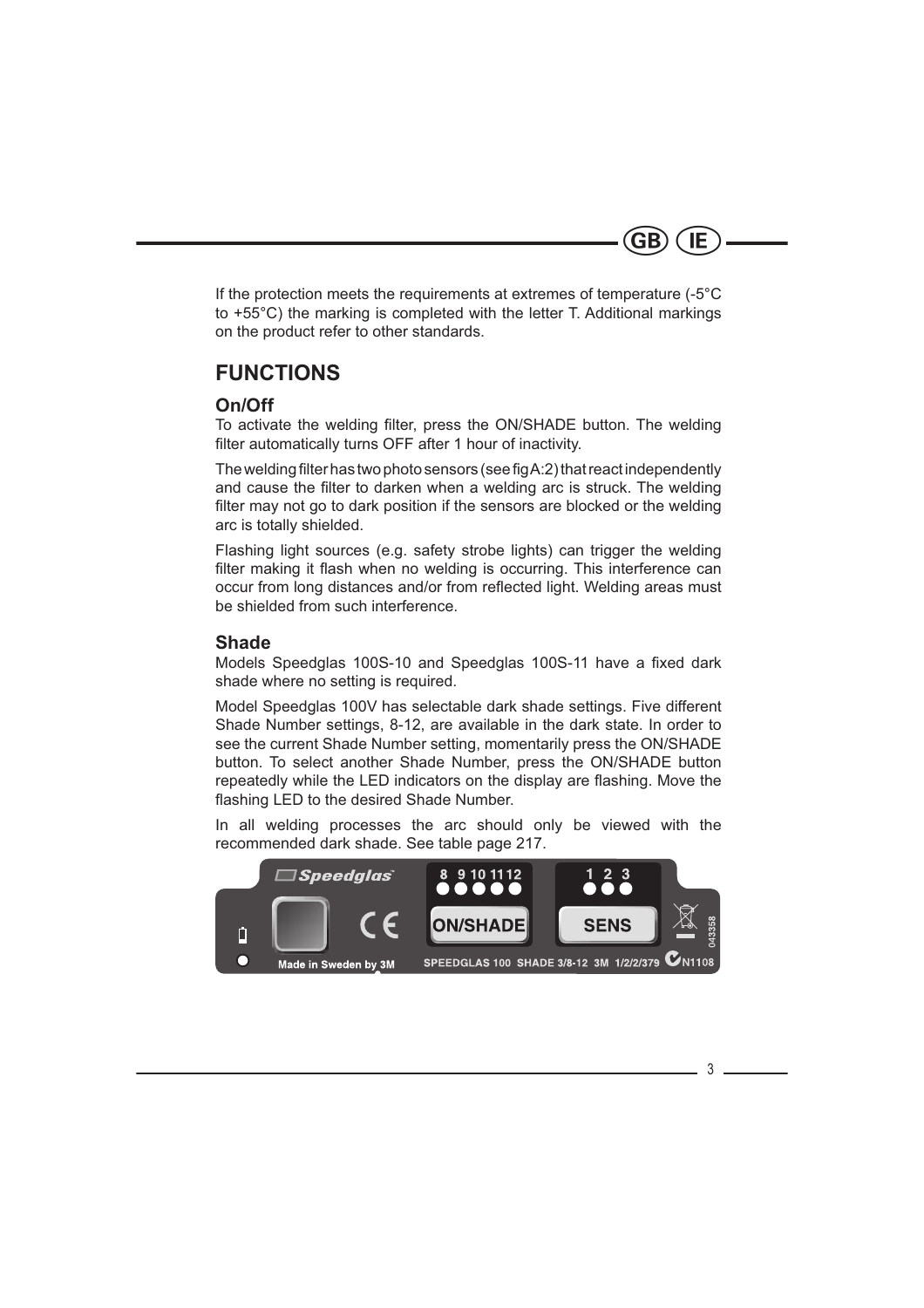If the protection meets the requirements at extremes of temperature (-5°C to +55°C) the marking is completed with the letter T. Additional markings on the product refer to other standards.

## FUNCTIONS

### On/Off

To activate the welding filter, press the ON/SHADE button. The welding filter automatically turns OFF after 1 hour of inactivity.

The welding filter has two photo sensors (see fig A:2) that react independently and cause the filter to darken when a welding arc is struck. The welding filter may not go to dark position if the sensors are blocked or the welding arc is totally shielded.

Flashing light sources (e.g. safety strobe lights) can trigger the welding filter making it flash when no welding is occurring. This interference can occur from long distances and/or from reflected light. Welding areas must be shielded from such interference.

### Shade

Models Speedglas 100S-10 and Speedglas 100S-11 have a fixed dark shade where no setting is required.

Model Speedglas 100V has selectable dark shade settings. Five different Shade Number settings, 8-12, are available in the dark state. In order to see the current Shade Number setting, momentarily press the ON/SHADE button. To select another Shade Number, press the ON/SHADE button repeatedly while the LED indicators on the display are flashing. Move the flashing LED to the desired Shade Number.

In all welding processes the arc should only be viewed with the recommended dark shade. See table page 217.

Speedglas 8 9 10 11 12 1 2 3 ON/SHADE SENS 043358 Made in Sweden by 3M SPEEDGLAS 100 SHADE 3/8-12 3M 1/2/2/379 N1108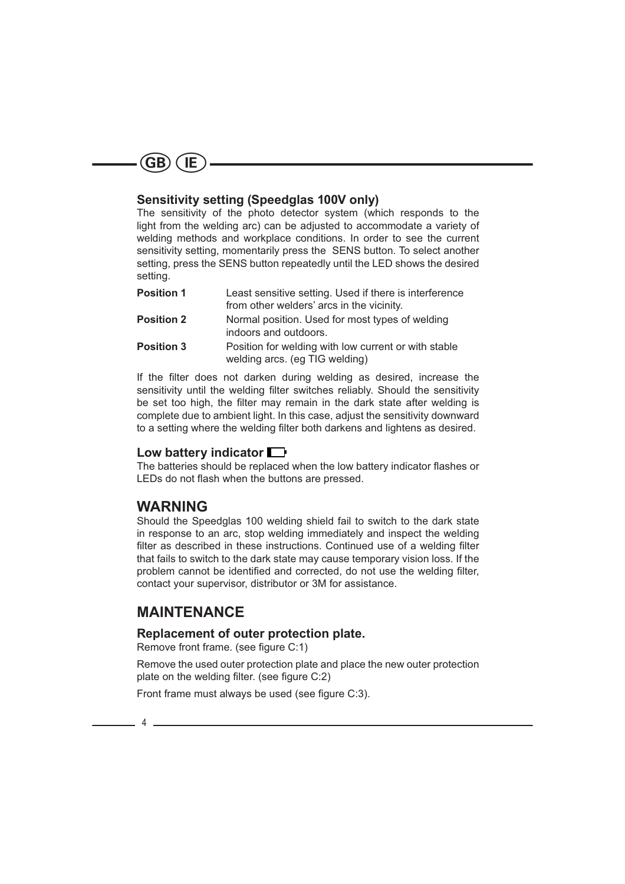GB IE

### Sensitivity setting (Speedglas 100V only)

The sensitivity of the photo detector system (which responds to the light from the welding arc) can be adjusted to accommodate a variety of welding methods and workplace conditions. In order to see the current sensitivity setting, momentarily press the SENS button. To select another setting, press the SENS button repeatedly until the LED shows the desired setting.

| | |
|---|---|
| **Position 1** | Least sensitive setting. Used if there is interference from other welders' arcs in the vicinity. |
| **Position 2** | Normal position. Used for most types of welding indoors and outdoors. |
| **Position 3** | Position for welding with low current or with stable welding arcs. (eg TIG welding) |

If the filter does not darken during welding as desired, increase the sensitivity until the welding filter switches reliably. Should the sensitivity be set too high, the filter may remain in the dark state after welding is complete due to ambient light. In this case, adjust the sensitivity downward to a setting where the welding filter both darkens and lightens as desired.

### Low battery indicator

The batteries should be replaced when the low battery indicator flashes or LEDs do not flash when the buttons are pressed.

## WARNING

Should the Speedglas 100 welding shield fail to switch to the dark state in response to an arc, stop welding immediately and inspect the welding filter as described in these instructions. Continued use of a welding filter that fails to switch to the dark state may cause temporary vision loss. If the problem cannot be identified and corrected, do not use the welding filter, contact your supervisor, distributor or 3M for assistance.

## MAINTENANCE

### Replacement of outer protection plate.

Remove front frame. (see figure C:1)

Remove the used outer protection plate and place the new outer protection plate on the welding filter. (see figure C:2)

Front frame must always be used (see figure C:3).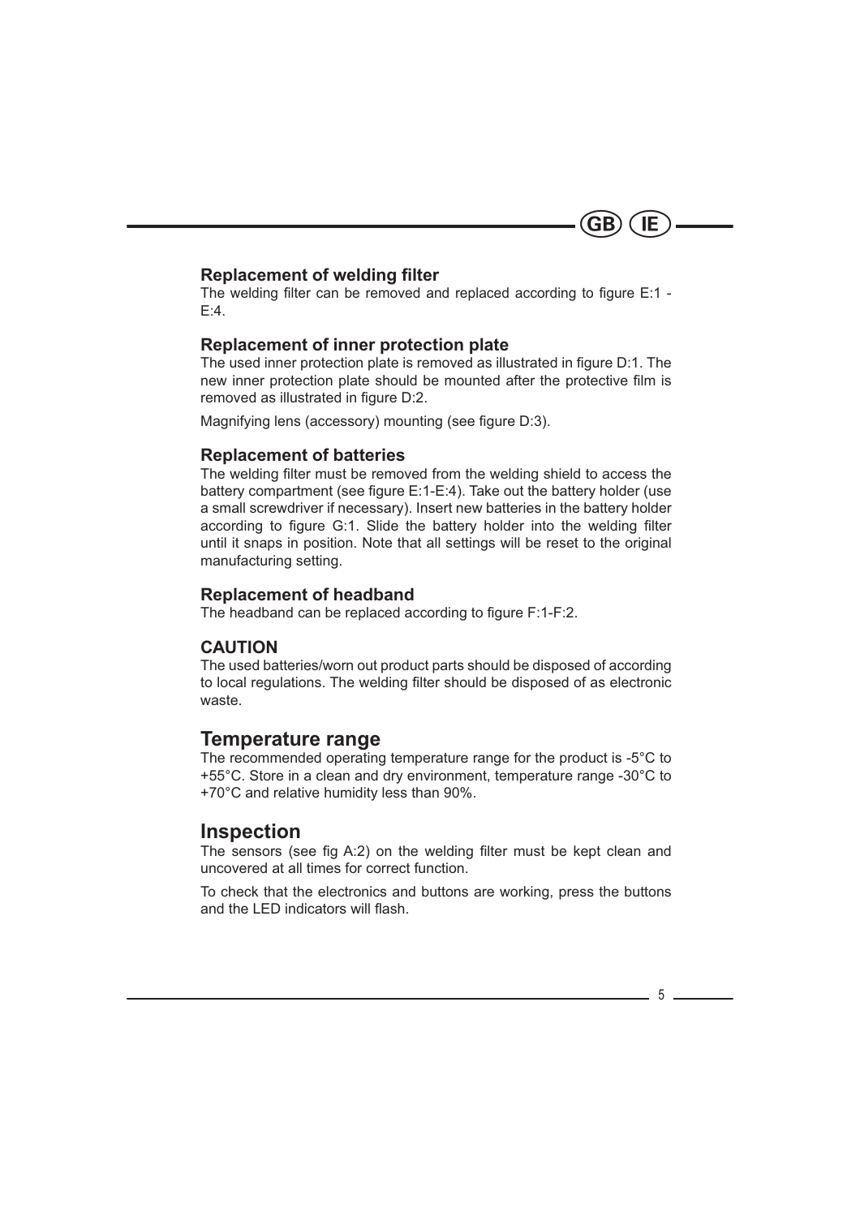### Replacement of welding filter

The welding filter can be removed and replaced according to figure E:1 - E:4.

### Replacement of inner protection plate

The used inner protection plate is removed as illustrated in figure D:1. The new inner protection plate should be mounted after the protective film is removed as illustrated in figure D:2.

Magnifying lens (accessory) mounting (see figure D:3).

### Replacement of batteries

The welding filter must be removed from the welding shield to access the battery compartment (see figure E:1-E:4). Take out the battery holder (use a small screwdriver if necessary). Insert new batteries in the battery holder according to figure G:1. Slide the battery holder into the welding filter until it snaps in position. Note that all settings will be reset to the original manufacturing setting.

### Replacement of headband

The headband can be replaced according to figure F:1-F:2.

### CAUTION

The used batteries/worn out product parts should be disposed of according to local regulations. The welding filter should be disposed of as electronic waste.

## Temperature range

The recommended operating temperature range for the product is -5°C to +55°C. Store in a clean and dry environment, temperature range -30°C to +70°C and relative humidity less than 90%.

## Inspection

The sensors (see fig A:2) on the welding filter must be kept clean and uncovered at all times for correct function.

To check that the electronics and buttons are working, press the buttons and the LED indicators will flash.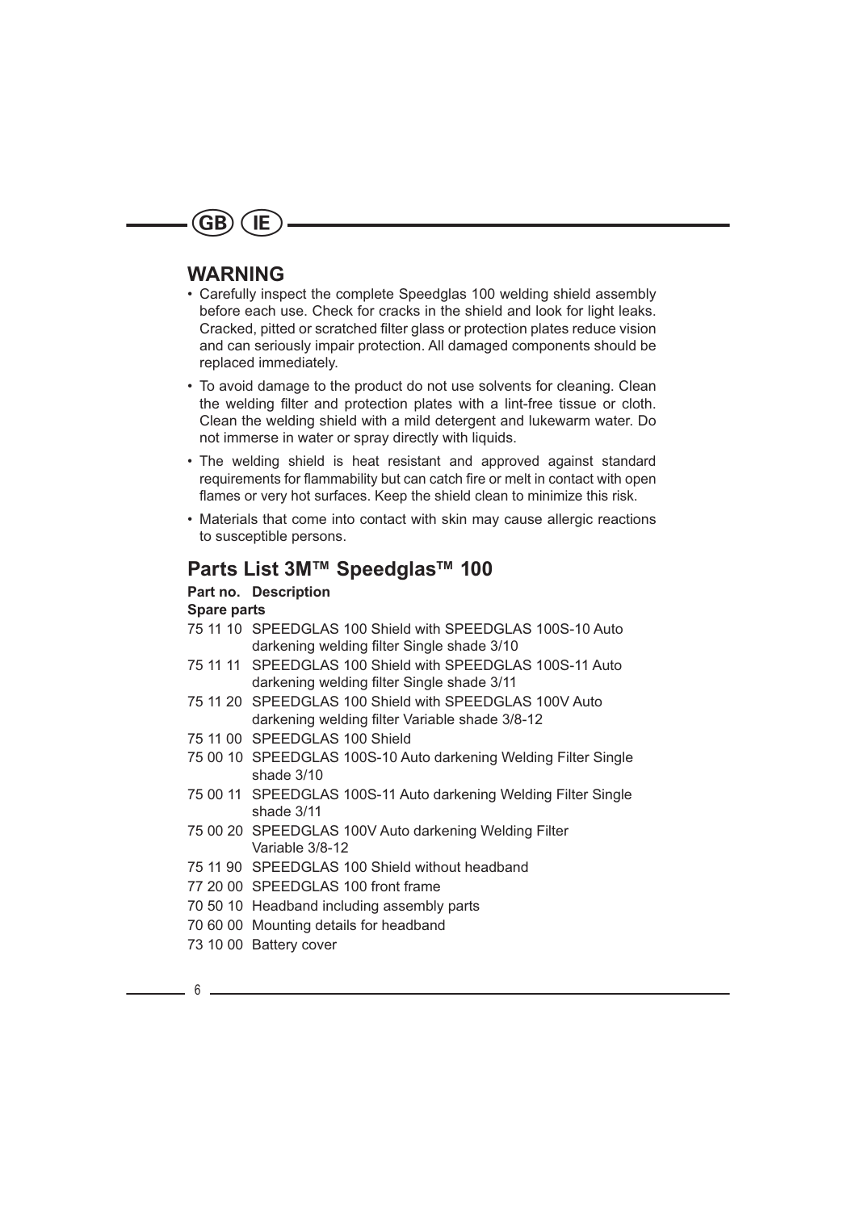GB IE

## WARNING

- Carefully inspect the complete Speedglas 100 welding shield assembly before each use. Check for cracks in the shield and look for light leaks. Cracked, pitted or scratched filter glass or protection plates reduce vision and can seriously impair protection. All damaged components should be replaced immediately.
- To avoid damage to the product do not use solvents for cleaning. Clean the welding filter and protection plates with a lint-free tissue or cloth. Clean the welding shield with a mild detergent and lukewarm water. Do not immerse in water or spray directly with liquids.
- The welding shield is heat resistant and approved against standard requirements for flammability but can catch fire or melt in contact with open flames or very hot surfaces. Keep the shield clean to minimize this risk.
- Materials that come into contact with skin may cause allergic reactions to susceptible persons.

## Parts List 3M™ Speedglas™ 100

| Part no. | Description |
|---|---|
| **Spare parts** | |
| 75 11 10 | SPEEDGLAS 100 Shield with SPEEDGLAS 100S-10 Auto darkening welding filter Single shade 3/10 |
| 75 11 11 | SPEEDGLAS 100 Shield with SPEEDGLAS 100S-11 Auto darkening welding filter Single shade 3/11 |
| 75 11 20 | SPEEDGLAS 100 Shield with SPEEDGLAS 100V Auto darkening welding filter Variable shade 3/8-12 |
| 75 11 00 | SPEEDGLAS 100 Shield |
| 75 00 10 | SPEEDGLAS 100S-10 Auto darkening Welding Filter Single shade 3/10 |
| 75 00 11 | SPEEDGLAS 100S-11 Auto darkening Welding Filter Single shade 3/11 |
| 75 00 20 | SPEEDGLAS 100V Auto darkening Welding Filter Variable 3/8-12 |
| 75 11 90 | SPEEDGLAS 100 Shield without headband |
| 77 20 00 | SPEEDGLAS 100 front frame |
| 70 50 10 | Headband including assembly parts |
| 70 60 00 | Mounting details for headband |
| 73 10 00 | Battery cover |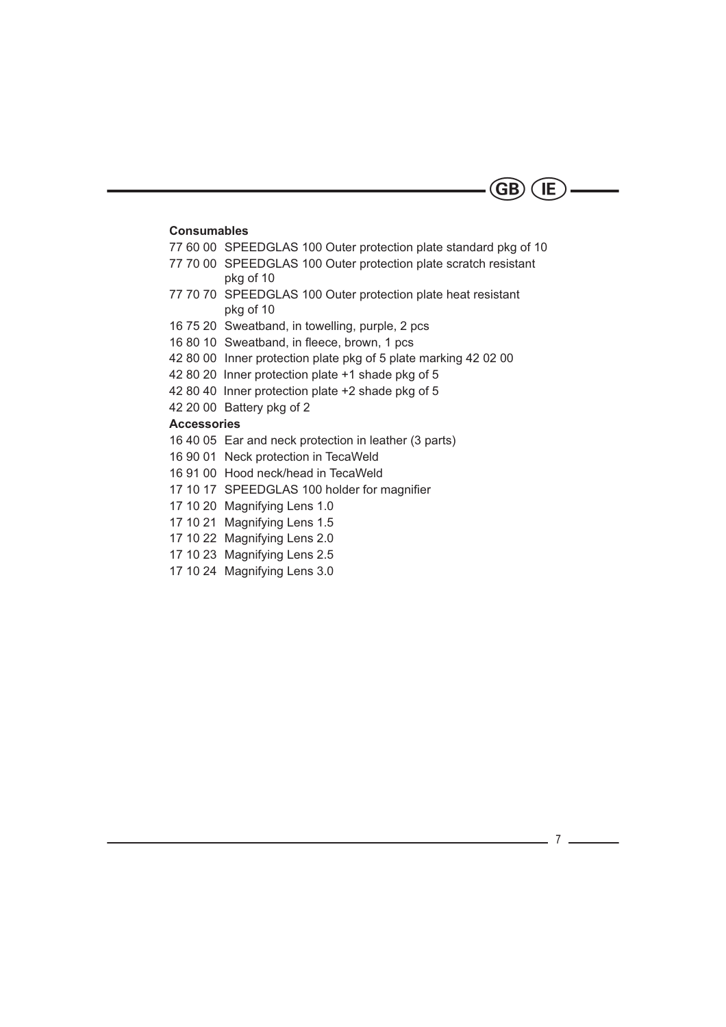**Consumables**

77 60 00 SPEEDGLAS 100 Outer protection plate standard pkg of 10
77 70 00 SPEEDGLAS 100 Outer protection plate scratch resistant pkg of 10
77 70 70 SPEEDGLAS 100 Outer protection plate heat resistant pkg of 10
16 75 20 Sweatband, in towelling, purple, 2 pcs
16 80 10 Sweatband, in fleece, brown, 1 pcs
42 80 00 Inner protection plate pkg of 5 plate marking 42 02 00
42 80 20 Inner protection plate +1 shade pkg of 5
42 80 40 Inner protection plate +2 shade pkg of 5
42 20 00 Battery pkg of 2

**Accessories**

16 40 05 Ear and neck protection in leather (3 parts)
16 90 01 Neck protection in TecaWeld
16 91 00 Hood neck/head in TecaWeld
17 10 17 SPEEDGLAS 100 holder for magnifier
17 10 20 Magnifying Lens 1.0
17 10 21 Magnifying Lens 1.5
17 10 22 Magnifying Lens 2.0
17 10 23 Magnifying Lens 2.5
17 10 24 Magnifying Lens 3.0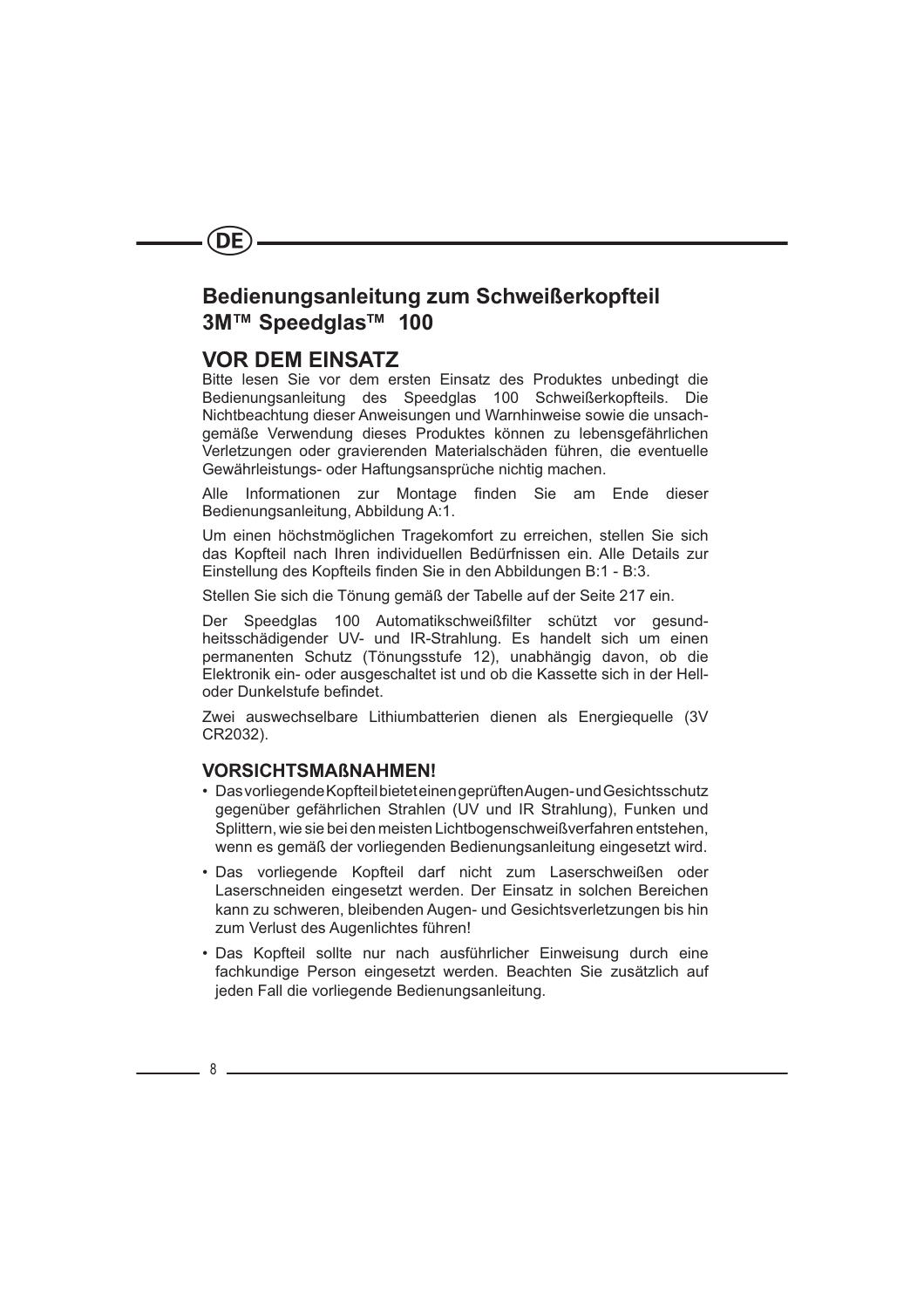DE

## Bedienungsanleitung zum Schweißerkopfteil 3M™ Speedglas™ 100

## VOR DEM EINSATZ

Bitte lesen Sie vor dem ersten Einsatz des Produktes unbedingt die Bedienungsanleitung des Speedglas 100 Schweißerkopfteils. Die Nichtbeachtung dieser Anweisungen und Warnhinweise sowie die unsachgemäße Verwendung dieses Produktes können zu lebensgefährlichen Verletzungen oder gravierenden Materialschäden führen, die eventuelle Gewährleistungs- oder Haftungsansprüche nichtig machen.

Alle Informationen zur Montage finden Sie am Ende dieser Bedienungsanleitung, Abbildung A:1.

Um einen höchstmöglichen Tragekomfort zu erreichen, stellen Sie sich das Kopfteil nach Ihren individuellen Bedürfnissen ein. Alle Details zur Einstellung des Kopfteils finden Sie in den Abbildungen B:1 - B:3.

Stellen Sie sich die Tönung gemäß der Tabelle auf der Seite 217 ein.

Der Speedglas 100 Automatikschweißfilter schützt vor gesundheitsschädigender UV- und IR-Strahlung. Es handelt sich um einen permanenten Schutz (Tönungsstufe 12), unabhängig davon, ob die Elektronik ein- oder ausgeschaltet ist und ob die Kassette sich in der Hell- oder Dunkelstufe befindet.

Zwei auswechselbare Lithiumbatterien dienen als Energiequelle (3V CR2032).

### VORSICHTSMAßNAHMEN!

- Das vorliegende Kopfteil bietet einen geprüften Augen- und Gesichtsschutz gegenüber gefährlichen Strahlen (UV und IR Strahlung), Funken und Splittern, wie sie bei den meisten Lichtbogenschweißverfahren entstehen, wenn es gemäß der vorliegenden Bedienungsanleitung eingesetzt wird.
- Das vorliegende Kopfteil darf nicht zum Laserschweißen oder Laserschneiden eingesetzt werden. Der Einsatz in solchen Bereichen kann zu schweren, bleibenden Augen- und Gesichtsverletzungen bis hin zum Verlust des Augenlichtes führen!
- Das Kopfteil sollte nur nach ausführlicher Einweisung durch eine fachkundige Person eingesetzt werden. Beachten Sie zusätzlich auf jeden Fall die vorliegende Bedienungsanleitung.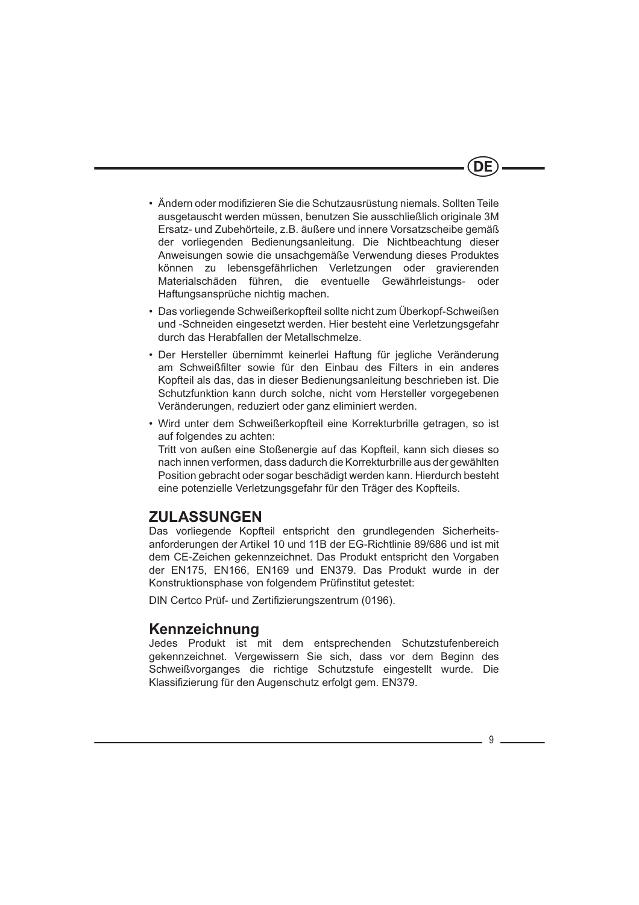- Ändern oder modifizieren Sie die Schutzausrüstung niemals. Sollten Teile ausgetauscht werden müssen, benutzen Sie ausschließlich originale 3M Ersatz- und Zubehörteile, z.B. äußere und innere Vorsatzscheibe gemäß der vorliegenden Bedienungsanleitung. Die Nichtbeachtung dieser Anweisungen sowie die unsachgemäße Verwendung dieses Produktes können zu lebensgefährlichen Verletzungen oder gravierenden Materialschäden führen, die eventuelle Gewährleistungs- oder Haftungsansprüche nichtig machen.
- Das vorliegende Schweißerkopfteil sollte nicht zum Überkopf-Schweißen und -Schneiden eingesetzt werden. Hier besteht eine Verletzungsgefahr durch das Herabfallen der Metallschmelze.
- Der Hersteller übernimmt keinerlei Haftung für jegliche Veränderung am Schweißfilter sowie für den Einbau des Filters in ein anderes Kopfteil als das, das in dieser Bedienungsanleitung beschrieben ist. Die Schutzfunktion kann durch solche, nicht vom Hersteller vorgegebenen Veränderungen, reduziert oder ganz eliminiert werden.
- Wird unter dem Schweißerkopfteil eine Korrekturbrille getragen, so ist auf folgendes zu achten:
  Tritt von außen eine Stoßenergie auf das Kopfteil, kann sich dieses so nach innen verformen, dass dadurch die Korrekturbrille aus der gewählten Position gebracht oder sogar beschädigt werden kann. Hierdurch besteht eine potenzielle Verletzungsgefahr für den Träger des Kopfteils.

## ZULASSUNGEN

Das vorliegende Kopfteil entspricht den grundlegenden Sicherheitsanforderungen der Artikel 10 und 11B der EG-Richtlinie 89/686 und ist mit dem CE-Zeichen gekennzeichnet. Das Produkt entspricht den Vorgaben der EN175, EN166, EN169 und EN379. Das Produkt wurde in der Konstruktionsphase von folgendem Prüfinstitut getestet:

DIN Certco Prüf- und Zertifizierungszentrum (0196).

## Kennzeichnung

Jedes Produkt ist mit dem entsprechenden Schutzstufenbereich gekennzeichnet. Vergewissern Sie sich, dass vor dem Beginn des Schweißvorganges die richtige Schutzstufe eingestellt wurde. Die Klassifizierung für den Augenschutz erfolgt gem. EN379.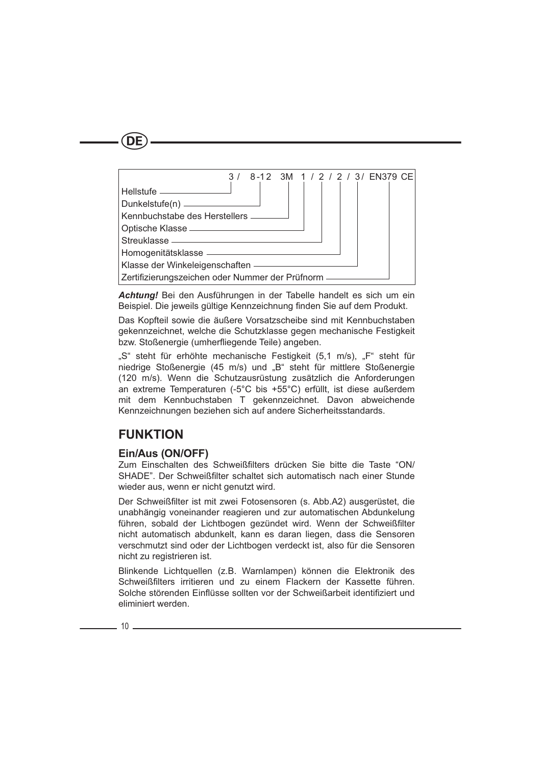DE

| 3 / 8-12 3M 1 / 2 / 2 / 3 / EN379 CE | |
|---|---|
| Hellstufe | 3 |
| Dunkelstufe(n) | 8-12 |
| Kennbuchstabe des Herstellers | 3M |
| Optische Klasse | 1 |
| Streuklasse | 2 |
| Homogenitätsklasse | 2 |
| Klasse der Winkeleigenschaften | 3 |
| Zertifizierungszeichen oder Nummer der Prüfnorm | EN379 |

***Achtung!*** Bei den Ausführungen in der Tabelle handelt es sich um ein Beispiel. Die jeweils gültige Kennzeichnung finden Sie auf dem Produkt.

Das Kopfteil sowie die äußere Vorsatzscheibe sind mit Kennbuchstaben gekennzeichnet, welche die Schutzklasse gegen mechanische Festigkeit bzw. Stoßenergie (umherfliegende Teile) angeben.

„S" steht für erhöhte mechanische Festigkeit (5,1 m/s), „F" steht für niedrige Stoßenergie (45 m/s) und „B" steht für mittlere Stoßenergie (120 m/s). Wenn die Schutzausrüstung zusätzlich die Anforderungen an extreme Temperaturen (-5°C bis +55°C) erfüllt, ist diese außerdem mit dem Kennbuchstaben T gekennzeichnet. Davon abweichende Kennzeichnungen beziehen sich auf andere Sicherheitsstandards.

## FUNKTION

### Ein/Aus (ON/OFF)

Zum Einschalten des Schweißfilters drücken Sie bitte die Taste "ON/ SHADE". Der Schweißfilter schaltet sich automatisch nach einer Stunde wieder aus, wenn er nicht genutzt wird.

Der Schweißfilter ist mit zwei Fotosensoren (s. Abb.A2) ausgerüstet, die unabhängig voneinander reagieren und zur automatischen Abdunkelung führen, sobald der Lichtbogen gezündet wird. Wenn der Schweißfilter nicht automatisch abdunkelt, kann es daran liegen, dass die Sensoren verschmutzt sind oder der Lichtbogen verdeckt ist, also für die Sensoren nicht zu registrieren ist.

Blinkende Lichtquellen (z.B. Warnlampen) können die Elektronik des Schweißfilters irritieren und zu einem Flackern der Kassette führen. Solche störenden Einflüsse sollten vor der Schweißarbeit identifiziert und eliminiert werden.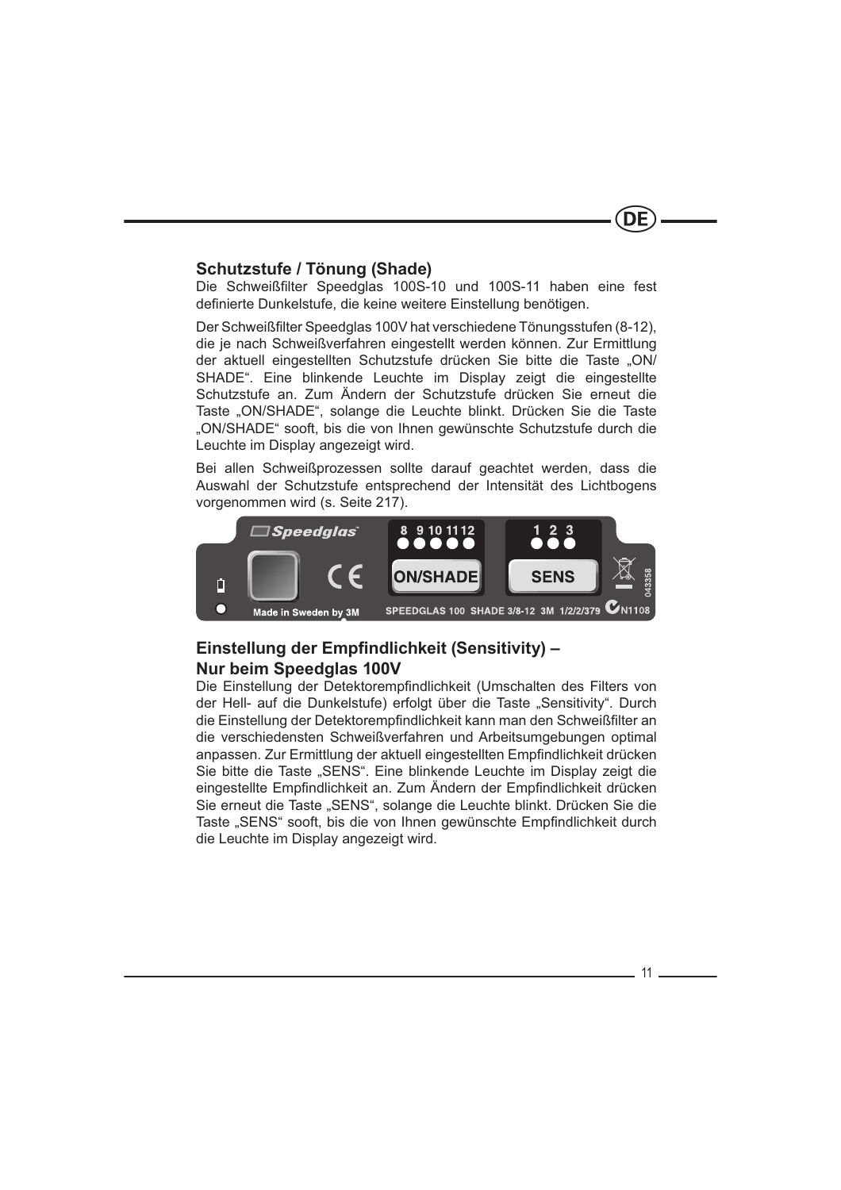## Schutzstufe / Tönung (Shade)

Die Schweißfilter Speedglas 100S-10 und 100S-11 haben eine fest definierte Dunkelstufe, die keine weitere Einstellung benötigen.

Der Schweißfilter Speedglas 100V hat verschiedene Tönungsstufen (8-12), die je nach Schweißverfahren eingestellt werden können. Zur Ermittlung der aktuell eingestellten Schutzstufe drücken Sie bitte die Taste „ON/SHADE". Eine blinkende Leuchte im Display zeigt die eingestellte Schutzstufe an. Zum Ändern der Schutzstufe drücken Sie erneut die Taste „ON/SHADE", solange die Leuchte blinkt. Drücken Sie die Taste „ON/SHADE" sooft, bis die von Ihnen gewünschte Schutzstufe durch die Leuchte im Display angezeigt wird.

Bei allen Schweißprozessen sollte darauf geachtet werden, dass die Auswahl der Schutzstufe entsprechend der Intensität des Lichtbogens vorgenommen wird (s. Seite 217).

Speedglas | 8 9 10 11 12 | 1 2 3 | ON/SHADE | SENS | 043358 | Made in Sweden by 3M | SPEEDGLAS 100 SHADE 3/8-12 3M 1/2/2/379 N1108

## Einstellung der Empfindlichkeit (Sensitivity) – Nur beim Speedglas 100V

Die Einstellung der Detektorempfindlichkeit (Umschalten des Filters von der Hell- auf die Dunkelstufe) erfolgt über die Taste „Sensitivity". Durch die Einstellung der Detektorempfindlichkeit kann man den Schweißfilter an die verschiedensten Schweißverfahren und Arbeitsumgebungen optimal anpassen. Zur Ermittlung der aktuell eingestellten Empfindlichkeit drücken Sie bitte die Taste „SENS". Eine blinkende Leuchte im Display zeigt die eingestellte Empfindlichkeit an. Zum Ändern der Empfindlichkeit drücken Sie erneut die Taste „SENS", solange die Leuchte blinkt. Drücken Sie die Taste „SENS" sooft, bis die von Ihnen gewünschte Empfindlichkeit durch die Leuchte im Display angezeigt wird.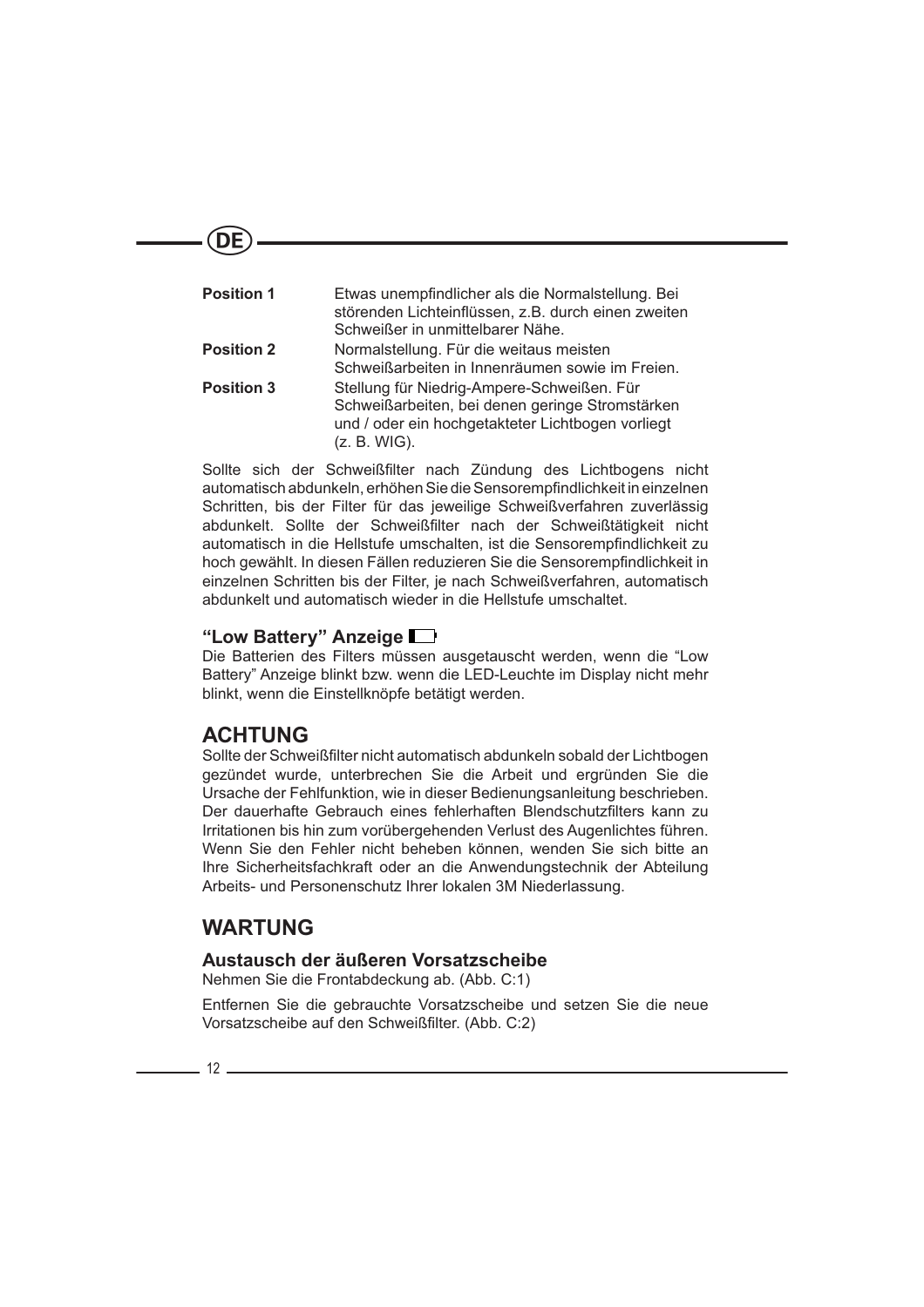| | |
|---|---|
| **Position 1** | Etwas unempfindlicher als die Normalstellung. Bei störenden Lichteinflüssen, z.B. durch einen zweiten Schweißer in unmittelbarer Nähe. |
| **Position 2** | Normalstellung. Für die weitaus meisten Schweißarbeiten in Innenräumen sowie im Freien. |
| **Position 3** | Stellung für Niedrig-Ampere-Schweißen. Für Schweißarbeiten, bei denen geringe Stromstärken und / oder ein hochgetakteter Lichtbogen vorliegt (z. B. WIG). |

Sollte sich der Schweißfilter nach Zündung des Lichtbogens nicht automatisch abdunkeln, erhöhen Sie die Sensorempfindlichkeit in einzelnen Schritten, bis der Filter für das jeweilige Schweißverfahren zuverlässig abdunkelt. Sollte der Schweißfilter nach der Schweißtätigkeit nicht automatisch in die Hellstufe umschalten, ist die Sensorempfindlichkeit zu hoch gewählt. In diesen Fällen reduzieren Sie die Sensorempfindlichkeit in einzelnen Schritten bis der Filter, je nach Schweißverfahren, automatisch abdunkelt und automatisch wieder in die Hellstufe umschaltet.

### “Low Battery” Anzeige

Die Batterien des Filters müssen ausgetauscht werden, wenn die “Low Battery” Anzeige blinkt bzw. wenn die LED-Leuchte im Display nicht mehr blinkt, wenn die Einstellknöpfe betätigt werden.

## ACHTUNG

Sollte der Schweißfilter nicht automatisch abdunkeln sobald der Lichtbogen gezündet wurde, unterbrechen Sie die Arbeit und ergründen Sie die Ursache der Fehlfunktion, wie in dieser Bedienungsanleitung beschrieben. Der dauerhafte Gebrauch eines fehlerhaften Blendschutzfilters kann zu Irritationen bis hin zum vorübergehenden Verlust des Augenlichtes führen. Wenn Sie den Fehler nicht beheben können, wenden Sie sich bitte an Ihre Sicherheitsfachkraft oder an die Anwendungstechnik der Abteilung Arbeits- und Personenschutz Ihrer lokalen 3M Niederlassung.

## WARTUNG

### Austausch der äußeren Vorsatzscheibe

Nehmen Sie die Frontabdeckung ab. (Abb. C:1)

Entfernen Sie die gebrauchte Vorsatzscheibe und setzen Sie die neue Vorsatzscheibe auf den Schweißfilter. (Abb. C:2)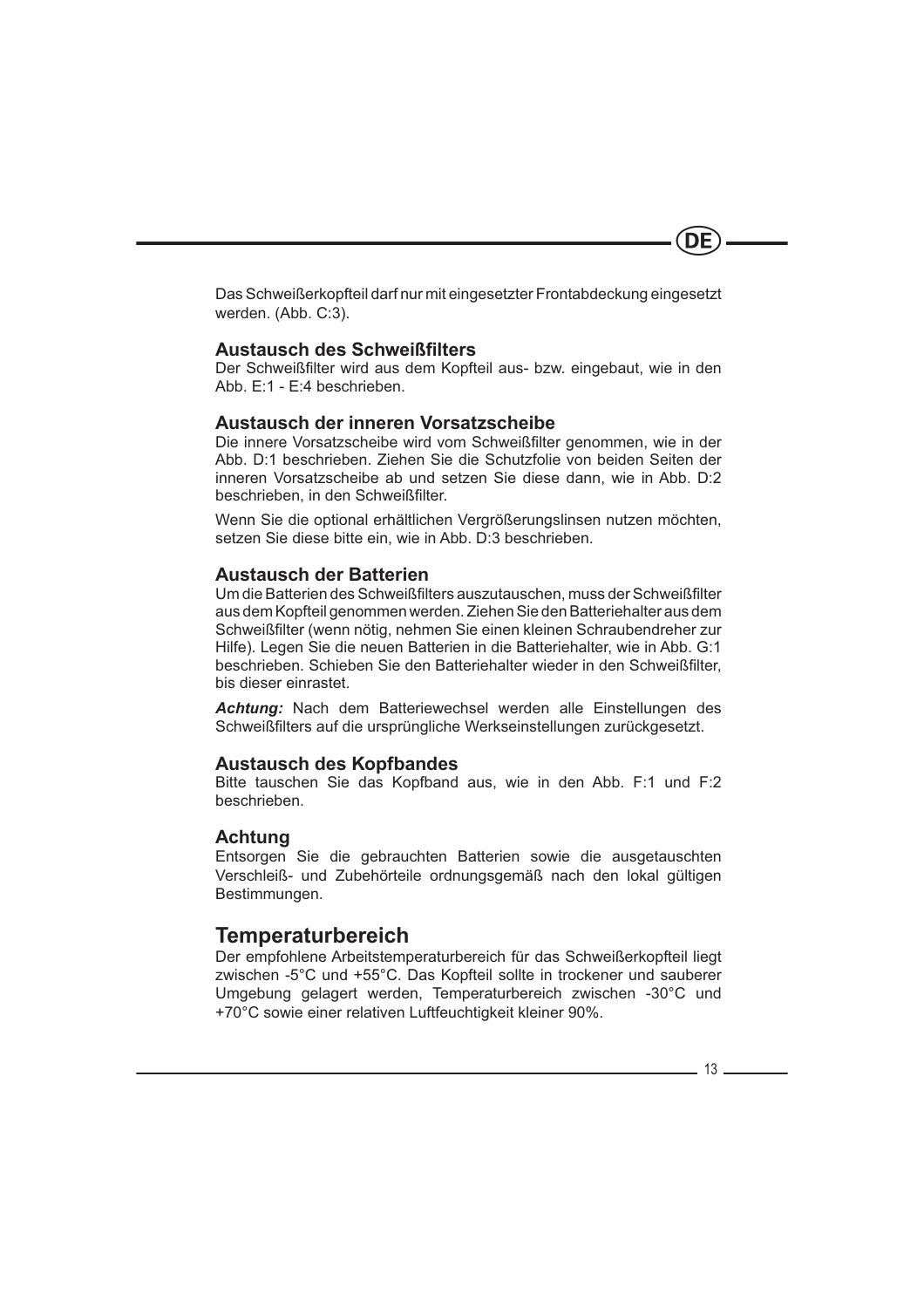Das Schweißerkopfteil darf nur mit eingesetzter Frontabdeckung eingesetzt werden. (Abb. C:3).

### Austausch des Schweißfilters

Der Schweißfilter wird aus dem Kopfteil aus- bzw. eingebaut, wie in den Abb. E:1 - E:4 beschrieben.

### Austausch der inneren Vorsatzscheibe

Die innere Vorsatzscheibe wird vom Schweißfilter genommen, wie in der Abb. D:1 beschrieben. Ziehen Sie die Schutzfolie von beiden Seiten der inneren Vorsatzscheibe ab und setzen Sie diese dann, wie in Abb. D:2 beschrieben, in den Schweißfilter.

Wenn Sie die optional erhältlichen Vergrößerungslinsen nutzen möchten, setzen Sie diese bitte ein, wie in Abb. D:3 beschrieben.

### Austausch der Batterien

Um die Batterien des Schweißfilters auszutauschen, muss der Schweißfilter aus dem Kopfteil genommen werden. Ziehen Sie den Batteriehalter aus dem Schweißfilter (wenn nötig, nehmen Sie einen kleinen Schraubendreher zur Hilfe). Legen Sie die neuen Batterien in die Batteriehalter, wie in Abb. G:1 beschrieben. Schieben Sie den Batteriehalter wieder in den Schweißfilter, bis dieser einrastet.

***Achtung:*** Nach dem Batteriewechsel werden alle Einstellungen des Schweißfilters auf die ursprüngliche Werkseinstellungen zurückgesetzt.

### Austausch des Kopfbandes

Bitte tauschen Sie das Kopfband aus, wie in den Abb. F:1 und F:2 beschrieben.

### Achtung

Entsorgen Sie die gebrauchten Batterien sowie die ausgetauschten Verschleiß- und Zubehörteile ordnungsgemäß nach den lokal gültigen Bestimmungen.

## Temperaturbereich

Der empfohlene Arbeitstemperaturbereich für das Schweißerkopfteil liegt zwischen -5°C und +55°C. Das Kopfteil sollte in trockener und sauberer Umgebung gelagert werden, Temperaturbereich zwischen -30°C und +70°C sowie einer relativen Luftfeuchtigkeit kleiner 90%.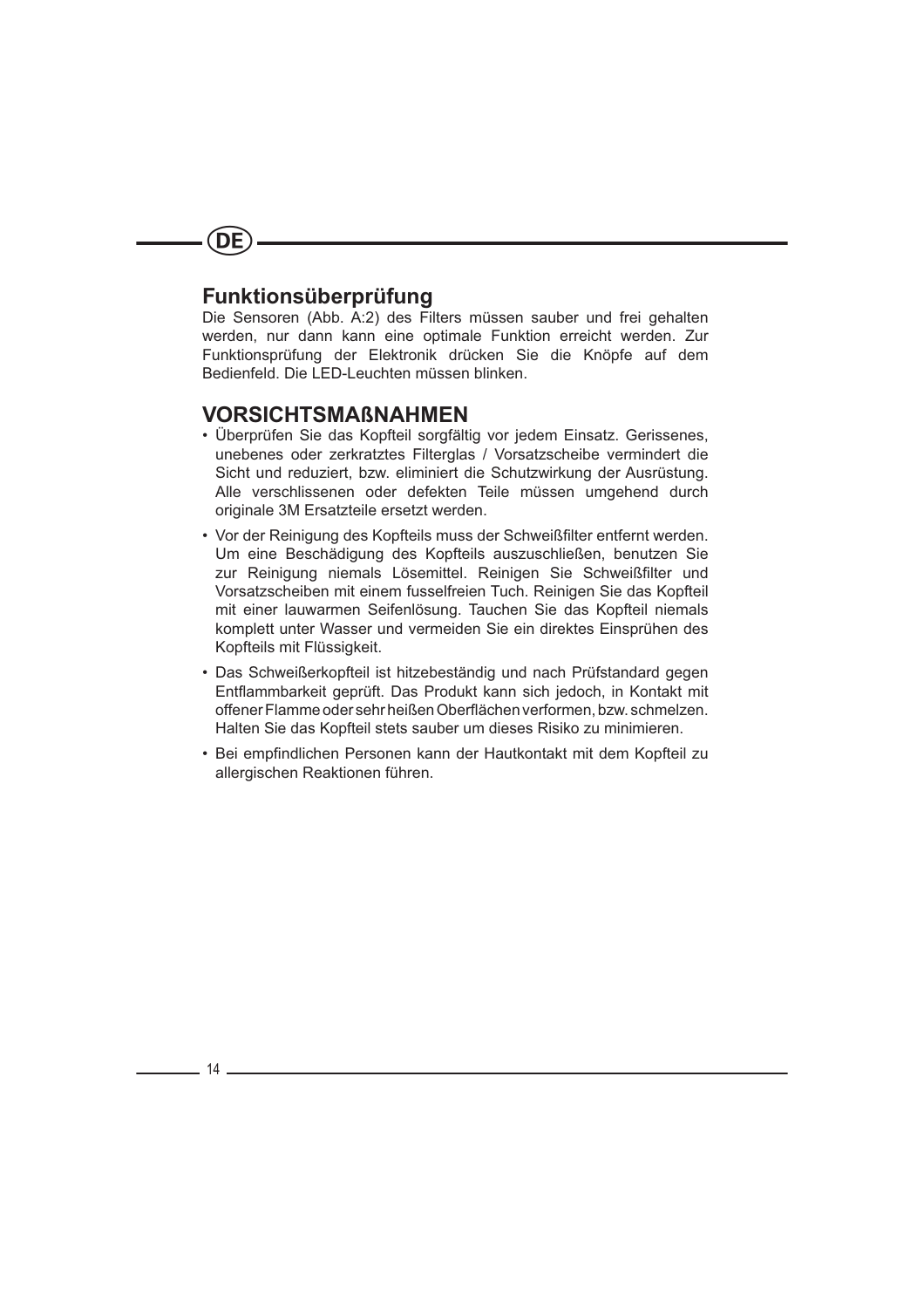## Funktionsüberprüfung

Die Sensoren (Abb. A:2) des Filters müssen sauber und frei gehalten werden, nur dann kann eine optimale Funktion erreicht werden. Zur Funktionsprüfung der Elektronik drücken Sie die Knöpfe auf dem Bedienfeld. Die LED-Leuchten müssen blinken.

## VORSICHTSMAßNAHMEN

- Überprüfen Sie das Kopfteil sorgfältig vor jedem Einsatz. Gerissenes, unebenes oder zerkratztes Filterglas / Vorsatzscheibe vermindert die Sicht und reduziert, bzw. eliminiert die Schutzwirkung der Ausrüstung. Alle verschlissenen oder defekten Teile müssen umgehend durch originale 3M Ersatzteile ersetzt werden.
- Vor der Reinigung des Kopfteils muss der Schweißfilter entfernt werden. Um eine Beschädigung des Kopfteils auszuschließen, benutzen Sie zur Reinigung niemals Lösemittel. Reinigen Sie Schweißfilter und Vorsatzscheiben mit einem fusselfreien Tuch. Reinigen Sie das Kopfteil mit einer lauwarmen Seifenlösung. Tauchen Sie das Kopfteil niemals komplett unter Wasser und vermeiden Sie ein direktes Einsprühen des Kopfteils mit Flüssigkeit.
- Das Schweißerkopfteil ist hitzebeständig und nach Prüfstandard gegen Entflammbarkeit geprüft. Das Produkt kann sich jedoch, in Kontakt mit offener Flamme oder sehr heißen Oberflächen verformen, bzw. schmelzen. Halten Sie das Kopfteil stets sauber um dieses Risiko zu minimieren.
- Bei empfindlichen Personen kann der Hautkontakt mit dem Kopfteil zu allergischen Reaktionen führen.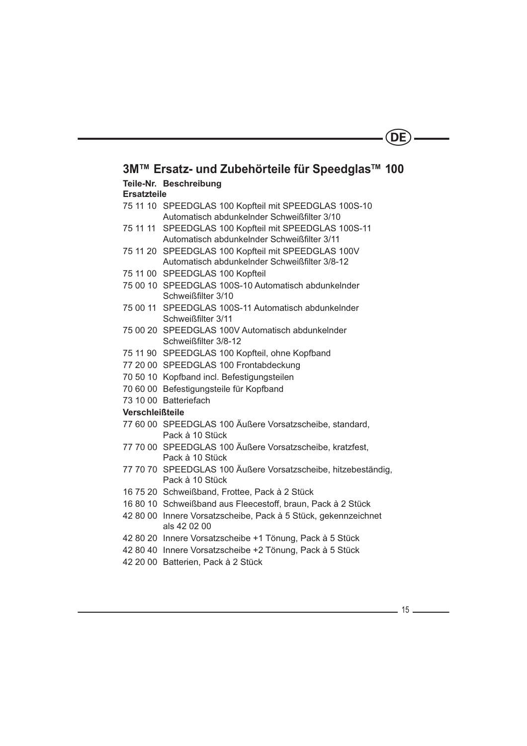## 3M™ Ersatz- und Zubehörteile für Speedglas™ 100

| Teile-Nr. | Beschreibung |
|---|---|
| **Ersatzteile** | |
| 75 11 10 | SPEEDGLAS 100 Kopfteil mit SPEEDGLAS 100S-10 Automatisch abdunkelnder Schweißfilter 3/10 |
| 75 11 11 | SPEEDGLAS 100 Kopfteil mit SPEEDGLAS 100S-11 Automatisch abdunkelnder Schweißfilter 3/11 |
| 75 11 20 | SPEEDGLAS 100 Kopfteil mit SPEEDGLAS 100V Automatisch abdunkelnder Schweißfilter 3/8-12 |
| 75 11 00 | SPEEDGLAS 100 Kopfteil |
| 75 00 10 | SPEEDGLAS 100S-10 Automatisch abdunkelnder Schweißfilter 3/10 |
| 75 00 11 | SPEEDGLAS 100S-11 Automatisch abdunkelnder Schweißfilter 3/11 |
| 75 00 20 | SPEEDGLAS 100V Automatisch abdunkelnder Schweißfilter 3/8-12 |
| 75 11 90 | SPEEDGLAS 100 Kopfteil, ohne Kopfband |
| 77 20 00 | SPEEDGLAS 100 Frontabdeckung |
| 70 50 10 | Kopfband incl. Befestigungsteilen |
| 70 60 00 | Befestigungsteile für Kopfband |
| 73 10 00 | Batteriefach |
| **Verschleißteile** | |
| 77 60 00 | SPEEDGLAS 100 Äußere Vorsatzscheibe, standard, Pack à 10 Stück |
| 77 70 00 | SPEEDGLAS 100 Äußere Vorsatzscheibe, kratzfest, Pack à 10 Stück |
| 77 70 70 | SPEEDGLAS 100 Äußere Vorsatzscheibe, hitzebeständig, Pack à 10 Stück |
| 16 75 20 | Schweißband, Frottee, Pack à 2 Stück |
| 16 80 10 | Schweißband aus Fleecestoff, braun, Pack à 2 Stück |
| 42 80 00 | Innere Vorsatzscheibe, Pack à 5 Stück, gekennzeichnet als 42 02 00 |
| 42 80 20 | Innere Vorsatzscheibe +1 Tönung, Pack à 5 Stück |
| 42 80 40 | Innere Vorsatzscheibe +2 Tönung, Pack à 5 Stück |
| 42 20 00 | Batterien, Pack à 2 Stück |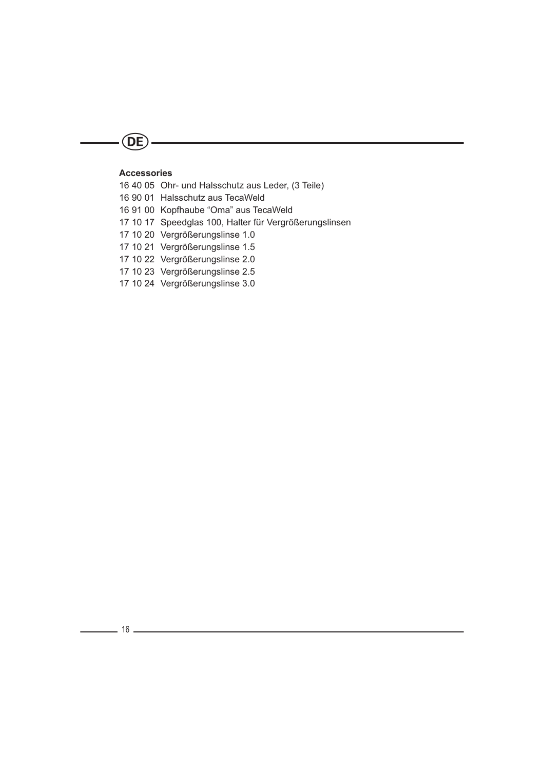**Accessories**

16 40 05  Ohr- und Halsschutz aus Leder, (3 Teile)
16 90 01  Halsschutz aus TecaWeld
16 91 00  Kopfhaube “Oma” aus TecaWeld
17 10 17  Speedglas 100, Halter für Vergrößerungslinsen
17 10 20  Vergrößerungslinse 1.0
17 10 21  Vergrößerungslinse 1.5
17 10 22  Vergrößerungslinse 2.0
17 10 23  Vergrößerungslinse 2.5
17 10 24  Vergrößerungslinse 3.0